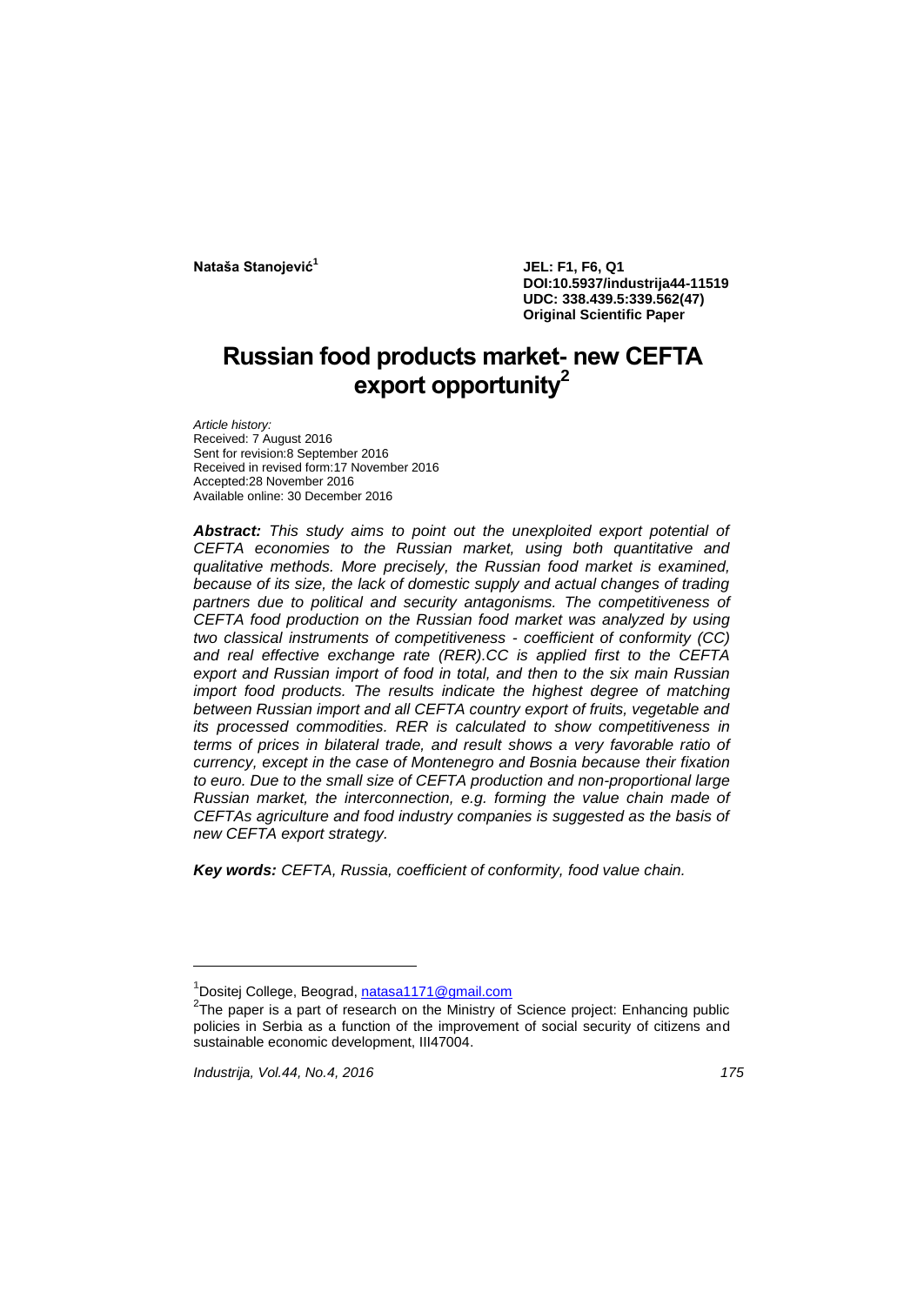**Nataša Stanojević**[1]

**JEL: F1, F6, Q1**
**DOI:10.5937/industrija44-11519**
**UDC: 338.439.5:339.562(47)**
**Original Scientific Paper**

# Russian food products market- new CEFTA export opportunity[2]

*Article history:*
Received: 7 August 2016
Sent for revision:8 September 2016
Received in revised form:17 November 2016
Accepted:28 November 2016
Available online: 30 December 2016

***Abstract:*** *This study aims to point out the unexploited export potential of CEFTA economies to the Russian market, using both quantitative and qualitative methods. More precisely, the Russian food market is examined, because of its size, the lack of domestic supply and actual changes of trading partners due to political and security antagonisms. The competitiveness of CEFTA food production on the Russian food market was analyzed by using two classical instruments of competitiveness - coefficient of conformity (CC) and real effective exchange rate (RER).CC is applied first to the CEFTA export and Russian import of food in total, and then to the six main Russian import food products. The results indicate the highest degree of matching between Russian import and all CEFTA country export of fruits, vegetable and its processed commodities. RER is calculated to show competitiveness in terms of prices in bilateral trade, and result shows a very favorable ratio of currency, except in the case of Montenegro and Bosnia because their fixation to euro. Due to the small size of CEFTA production and non-proportional large Russian market, the interconnection, e.g. forming the value chain made of CEFTAs agriculture and food industry companies is suggested as the basis of new CEFTA export strategy.*

***Key words:*** *CEFTA, Russia, coefficient of conformity, food value chain.*

---

[1] Dositej College, Beograd, natasa1171@gmail.com

[2] The paper is a part of research on the Ministry of Science project: Enhancing public policies in Serbia as a function of the improvement of social security of citizens and sustainable economic development, III47004.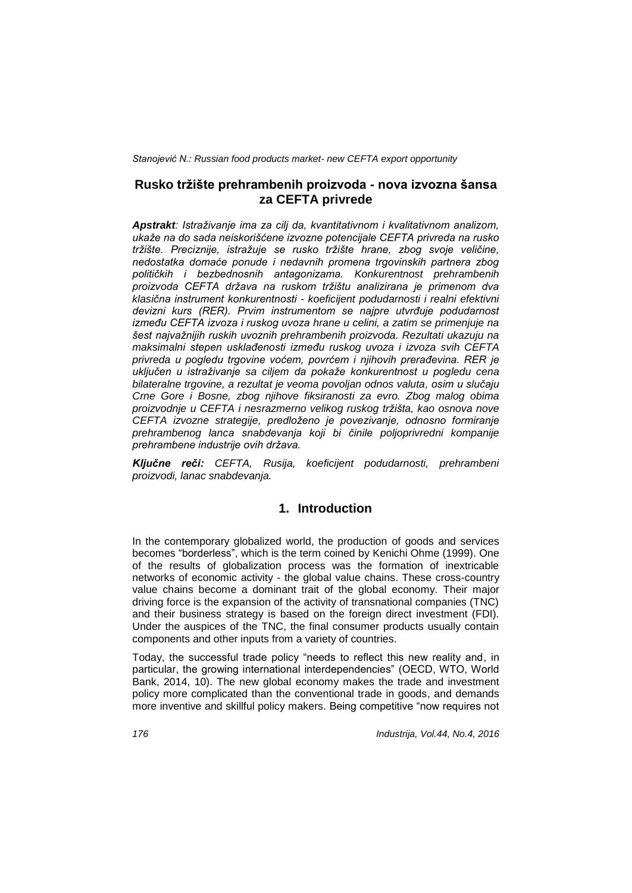## Rusko tržište prehrambenih proizvoda - nova izvozna šansa za CEFTA privrede

***Apstrakt**: Istraživanje ima za cilj da, kvantitativnom i kvalitativnom analizom, ukaže na do sada neiskorišćene izvozne potencijale CEFTA privreda na rusko tržište. Preciznije, istražuje se rusko tržište hrane, zbog svoje veličine, nedostatka domaće ponude i nedavnih promena trgovinskih partnera zbog političkih i bezbednosnih antagonizama. Konkurentnost prehrambenih proizvoda CEFTA država na ruskom tržištu analizirana je primenom dva klasična instrument konkurentnosti - koeficijent podudarnosti i realni efektivni devizni kurs (RER). Prvim instrumentom se najpre utvrđuje podudarnost između CEFTA izvoza i ruskog uvoza hrane u celini, a zatim se primenjuje na šest najvažnijih ruskih uvoznih prehrambenih proizvoda. Rezultati ukazuju na maksimalni stepen usklađenosti između ruskog uvoza i izvoza svih CEFTA privreda u pogledu trgovine voćem, povrćem i njihovih prerađevina. RER je uključen u istraživanje sa ciljem da pokaže konkurentnost u pogledu cena bilateralne trgovine, a rezultat je veoma povoljan odnos valuta, osim u slučaju Crne Gore i Bosne, zbog njihove fiksiranosti za evro. Zbog malog obima proizvodnje u CEFTA i nesrazmerno velikog ruskog tržišta, kao osnova nove CEFTA izvozne strategije, predloženo je povezivanje, odnosno formiranje prehrambenog lanca snabdevanja koji bi činile poljoprivredni kompanije prehrambene industrije ovih država.*

***Ključne reči:** CEFTA, Rusija, koeficijent podudarnosti, prehrambeni proizvodi, lanac snabdevanja.*

## 1. Introduction

In the contemporary globalized world, the production of goods and services becomes "borderless", which is the term coined by Kenichi Ohme (1999). One of the results of globalization process was the formation of inextricable networks of economic activity - the global value chains. These cross-country value chains become a dominant trait of the global economy. Their major driving force is the expansion of the activity of transnational companies (TNC) and their business strategy is based on the foreign direct investment (FDI). Under the auspices of the TNC, the final consumer products usually contain components and other inputs from a variety of countries.

Today, the successful trade policy "needs to reflect this new reality and, in particular, the growing international interdependencies" (OECD, WTO, World Bank, 2014, 10). The new global economy makes the trade and investment policy more complicated than the conventional trade in goods, and demands more inventive and skillful policy makers. Being competitive "now requires not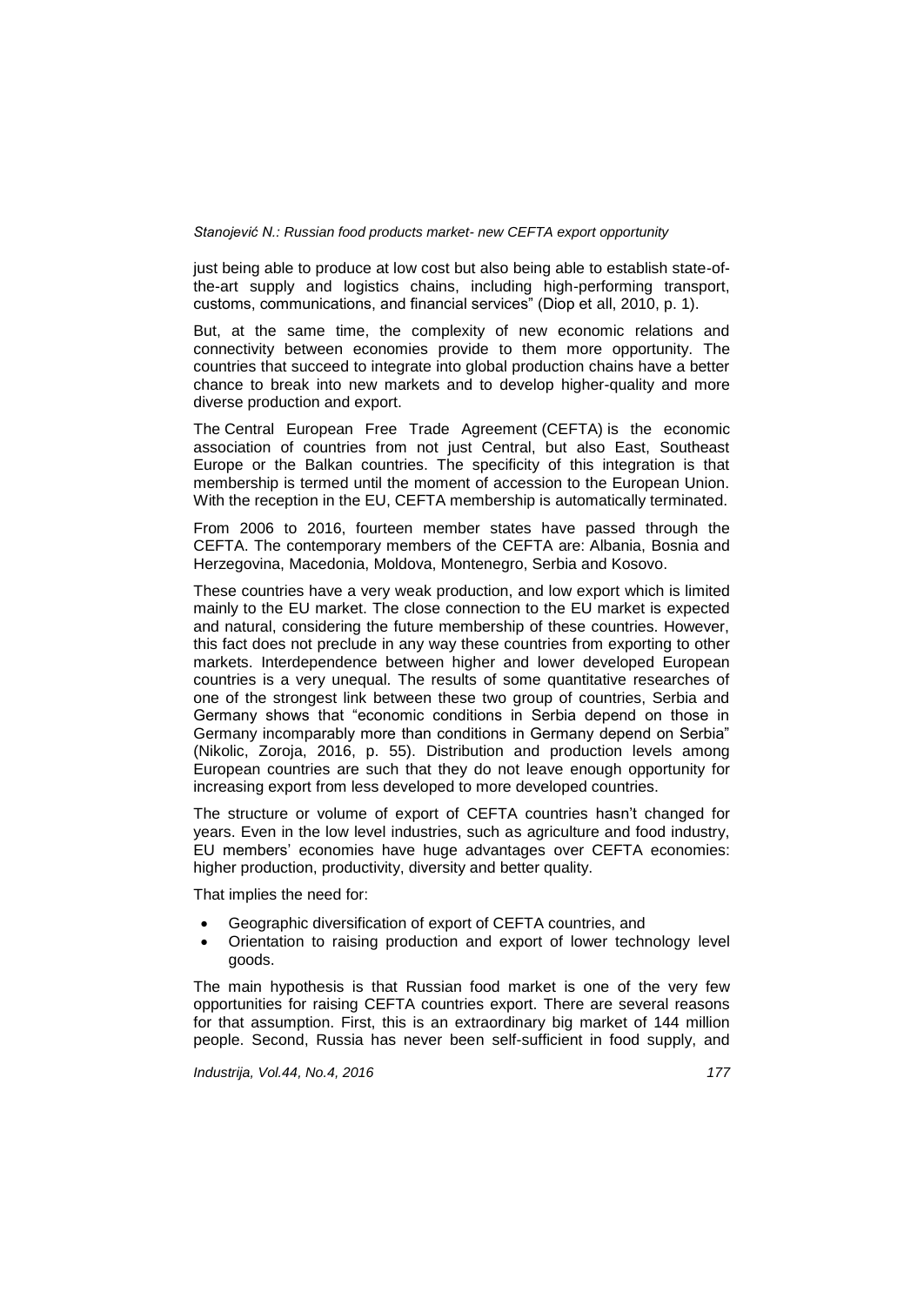just being able to produce at low cost but also being able to establish state-of-the-art supply and logistics chains, including high-performing transport, customs, communications, and financial services" (Diop et all, 2010, p. 1).

But, at the same time, the complexity of new economic relations and connectivity between economies provide to them more opportunity. The countries that succeed to integrate into global production chains have a better chance to break into new markets and to develop higher-quality and more diverse production and export.

The Central European Free Trade Agreement (CEFTA) is the economic association of countries from not just Central, but also East, Southeast Europe or the Balkan countries. The specificity of this integration is that membership is termed until the moment of accession to the European Union. With the reception in the EU, CEFTA membership is automatically terminated.

From 2006 to 2016, fourteen member states have passed through the CEFTA. The contemporary members of the CEFTA are: Albania, Bosnia and Herzegovina, Macedonia, Moldova, Montenegro, Serbia and Kosovo.

These countries have a very weak production, and low export which is limited mainly to the EU market. The close connection to the EU market is expected and natural, considering the future membership of these countries. However, this fact does not preclude in any way these countries from exporting to other markets. Interdependence between higher and lower developed European countries is a very unequal. The results of some quantitative researches of one of the strongest link between these two group of countries, Serbia and Germany shows that "economic conditions in Serbia depend on those in Germany incomparably more than conditions in Germany depend on Serbia" (Nikolic, Zoroja, 2016, p. 55). Distribution and production levels among European countries are such that they do not leave enough opportunity for increasing export from less developed to more developed countries.

The structure or volume of export of CEFTA countries hasn't changed for years. Even in the low level industries, such as agriculture and food industry, EU members' economies have huge advantages over CEFTA economies: higher production, productivity, diversity and better quality.

That implies the need for:

- Geographic diversification of export of CEFTA countries, and
- Orientation to raising production and export of lower technology level goods.

The main hypothesis is that Russian food market is one of the very few opportunities for raising CEFTA countries export. There are several reasons for that assumption. First, this is an extraordinary big market of 144 million people. Second, Russia has never been self-sufficient in food supply, and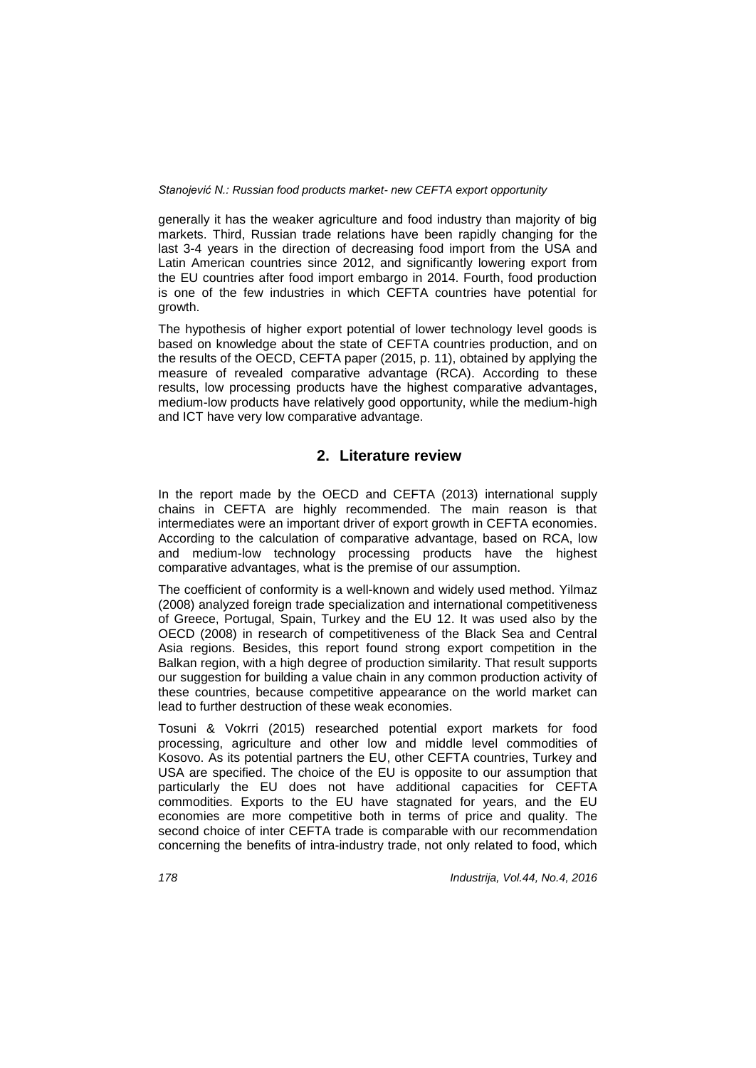generally it has the weaker agriculture and food industry than majority of big markets. Third, Russian trade relations have been rapidly changing for the last 3-4 years in the direction of decreasing food import from the USA and Latin American countries since 2012, and significantly lowering export from the EU countries after food import embargo in 2014. Fourth, food production is one of the few industries in which CEFTA countries have potential for growth.

The hypothesis of higher export potential of lower technology level goods is based on knowledge about the state of CEFTA countries production, and on the results of the OECD, CEFTA paper (2015, p. 11), obtained by applying the measure of revealed comparative advantage (RCA). According to these results, low processing products have the highest comparative advantages, medium-low products have relatively good opportunity, while the medium-high and ICT have very low comparative advantage.

## 2. Literature review

In the report made by the OECD and CEFTA (2013) international supply chains in CEFTA are highly recommended. The main reason is that intermediates were an important driver of export growth in CEFTA economies. According to the calculation of comparative advantage, based on RCA, low and medium-low technology processing products have the highest comparative advantages, what is the premise of our assumption.

The coefficient of conformity is a well-known and widely used method. Yilmaz (2008) analyzed foreign trade specialization and international competitiveness of Greece, Portugal, Spain, Turkey and the EU 12. It was used also by the OECD (2008) in research of competitiveness of the Black Sea and Central Asia regions. Besides, this report found strong export competition in the Balkan region, with a high degree of production similarity. That result supports our suggestion for building a value chain in any common production activity of these countries, because competitive appearance on the world market can lead to further destruction of these weak economies.

Tosuni & Vokrri (2015) researched potential export markets for food processing, agriculture and other low and middle level commodities of Kosovo. As its potential partners the EU, other CEFTA countries, Turkey and USA are specified. The choice of the EU is opposite to our assumption that particularly the EU does not have additional capacities for CEFTA commodities. Exports to the EU have stagnated for years, and the EU economies are more competitive both in terms of price and quality. The second choice of inter CEFTA trade is comparable with our recommendation concerning the benefits of intra-industry trade, not only related to food, which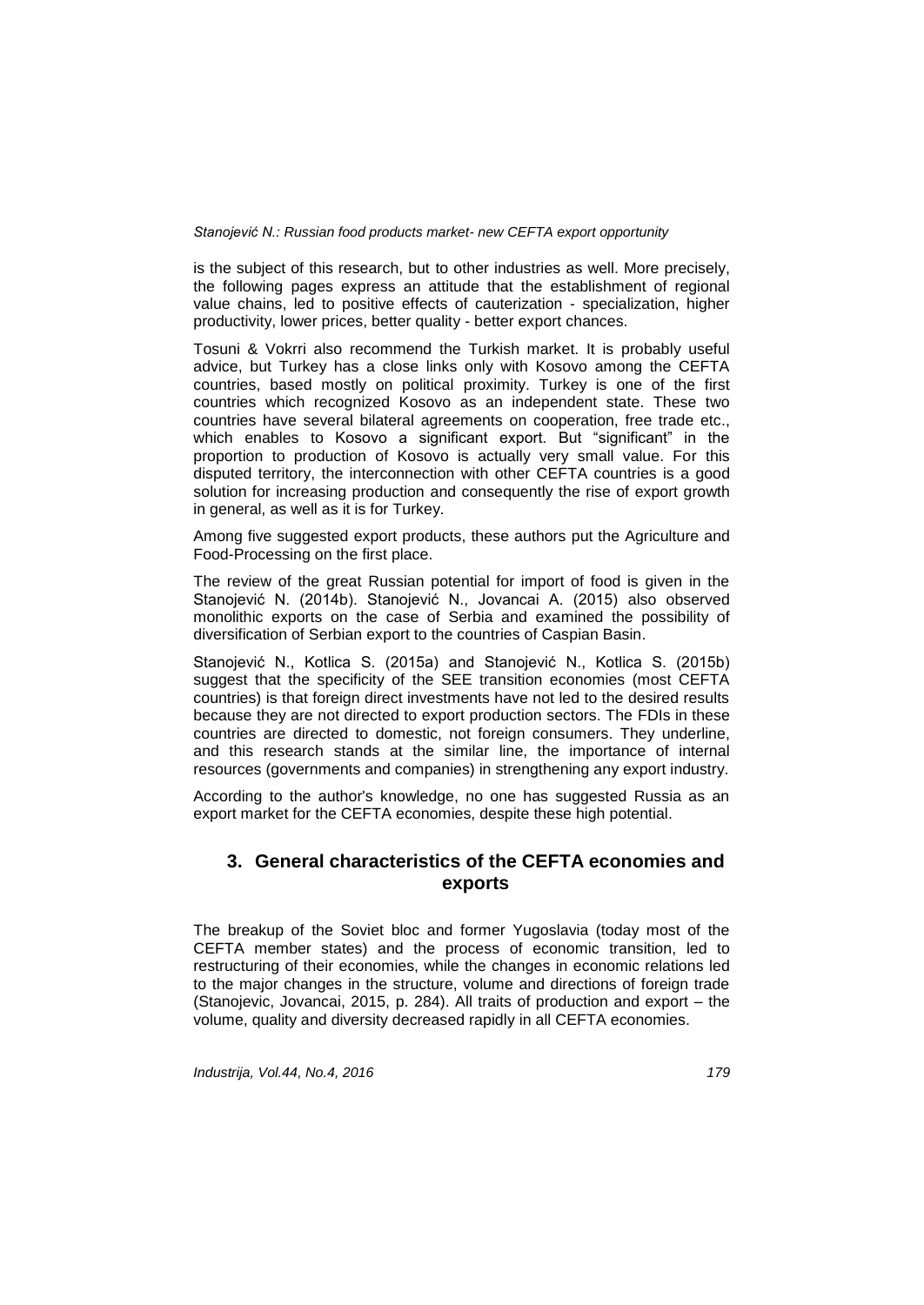is the subject of this research, but to other industries as well. More precisely, the following pages express an attitude that the establishment of regional value chains, led to positive effects of cauterization - specialization, higher productivity, lower prices, better quality - better export chances.

Tosuni & Vokrri also recommend the Turkish market. It is probably useful advice, but Turkey has a close links only with Kosovo among the CEFTA countries, based mostly on political proximity. Turkey is one of the first countries which recognized Kosovo as an independent state. These two countries have several bilateral agreements on cooperation, free trade etc., which enables to Kosovo a significant export. But "significant" in the proportion to production of Kosovo is actually very small value. For this disputed territory, the interconnection with other CEFTA countries is a good solution for increasing production and consequently the rise of export growth in general, as well as it is for Turkey.

Among five suggested export products, these authors put the Agriculture and Food-Processing on the first place.

The review of the great Russian potential for import of food is given in the Stanojević N. (2014b). Stanojević N., Jovancai A. (2015) also observed monolithic exports on the case of Serbia and examined the possibility of diversification of Serbian export to the countries of Caspian Basin.

Stanojević N., Kotlica S. (2015a) and Stanojević N., Kotlica S. (2015b) suggest that the specificity of the SEE transition economies (most CEFTA countries) is that foreign direct investments have not led to the desired results because they are not directed to export production sectors. The FDIs in these countries are directed to domestic, not foreign consumers. They underline, and this research stands at the similar line, the importance of internal resources (governments and companies) in strengthening any export industry.

According to the author's knowledge, no one has suggested Russia as an export market for the CEFTA economies, despite these high potential.

## 3. General characteristics of the CEFTA economies and exports

The breakup of the Soviet bloc and former Yugoslavia (today most of the CEFTA member states) and the process of economic transition, led to restructuring of their economies, while the changes in economic relations led to the major changes in the structure, volume and directions of foreign trade (Stanojevic, Jovancai, 2015, p. 284). All traits of production and export – the volume, quality and diversity decreased rapidly in all CEFTA economies.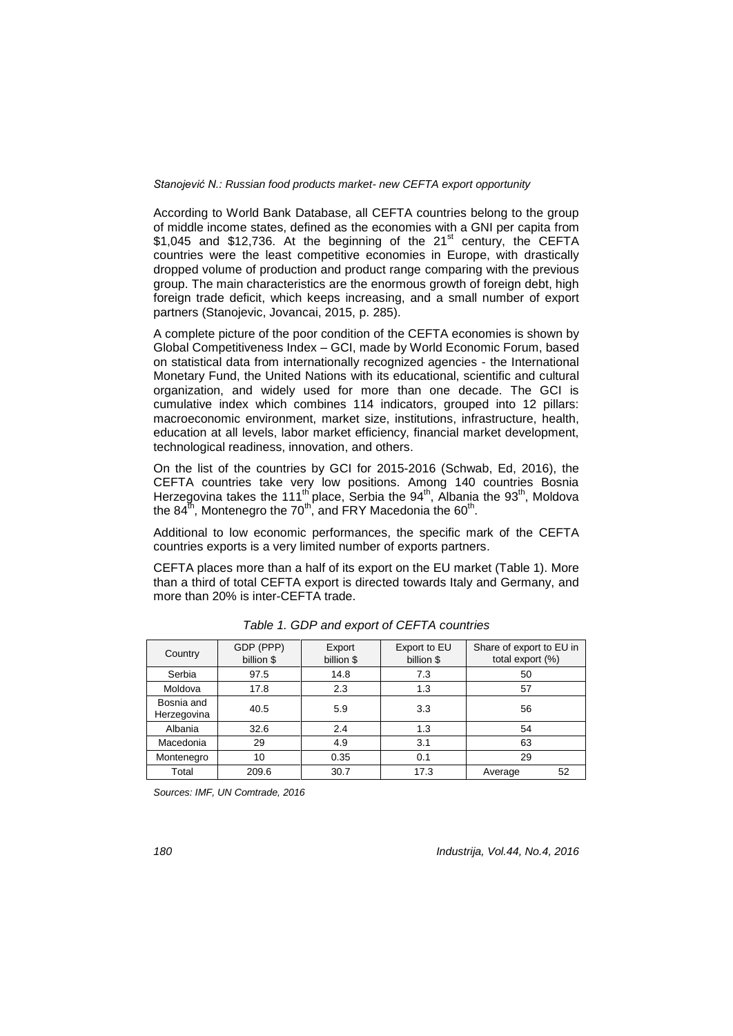According to World Bank Database, all CEFTA countries belong to the group of middle income states, defined as the economies with a GNI per capita from \$1,045 and \$12,736. At the beginning of the 21st century, the CEFTA countries were the least competitive economies in Europe, with drastically dropped volume of production and product range comparing with the previous group. The main characteristics are the enormous growth of foreign debt, high foreign trade deficit, which keeps increasing, and a small number of export partners (Stanojevic, Jovancai, 2015, p. 285).

A complete picture of the poor condition of the CEFTA economies is shown by Global Competitiveness Index – GCI, made by World Economic Forum, based on statistical data from internationally recognized agencies - the International Monetary Fund, the United Nations with its educational, scientific and cultural organization, and widely used for more than one decade. The GCI is cumulative index which combines 114 indicators, grouped into 12 pillars: macroeconomic environment, market size, institutions, infrastructure, health, education at all levels, labor market efficiency, financial market development, technological readiness, innovation, and others.

On the list of the countries by GCI for 2015-2016 (Schwab, Ed, 2016), the CEFTA countries take very low positions. Among 140 countries Bosnia Herzegovina takes the 111th place, Serbia the 94th, Albania the 93th, Moldova the 84th, Montenegro the 70th, and FRY Macedonia the 60th.

Additional to low economic performances, the specific mark of the CEFTA countries exports is a very limited number of exports partners.

CEFTA places more than a half of its export on the EU market (Table 1). More than a third of total CEFTA export is directed towards Italy and Germany, and more than 20% is inter-CEFTA trade.

*Table 1. GDP and export of CEFTA countries*

| Country | GDP (PPP) billion \$ | Export billion \$ | Export to EU billion \$ | Share of export to EU in total export (%) |
|---|---|---|---|---|
| Serbia | 97.5 | 14.8 | 7.3 | 50 |
| Moldova | 17.8 | 2.3 | 1.3 | 57 |
| Bosnia and Herzegovina | 40.5 | 5.9 | 3.3 | 56 |
| Albania | 32.6 | 2.4 | 1.3 | 54 |
| Macedonia | 29 | 4.9 | 3.1 | 63 |
| Montenegro | 10 | 0.35 | 0.1 | 29 |
| Total | 209.6 | 30.7 | 17.3 | Average 52 |

*Sources: IMF, UN Comtrade, 2016*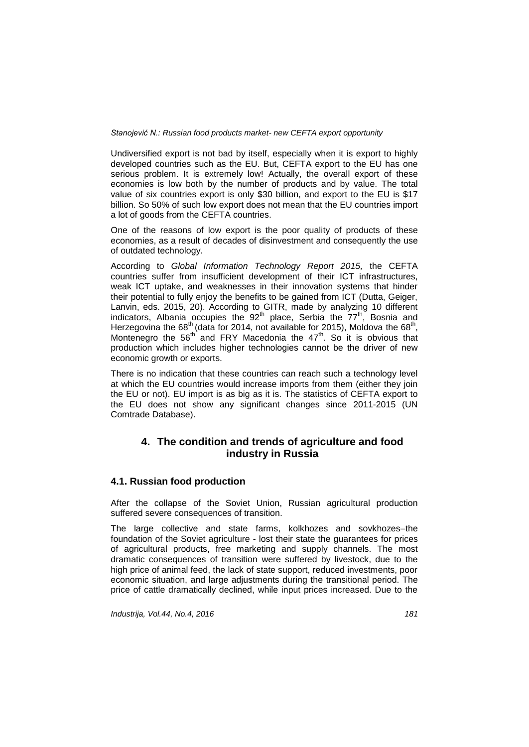Undiversified export is not bad by itself, especially when it is export to highly developed countries such as the EU. But, CEFTA export to the EU has one serious problem. It is extremely low! Actually, the overall export of these economies is low both by the number of products and by value. The total value of six countries export is only \$30 billion, and export to the EU is \$17 billion. So 50% of such low export does not mean that the EU countries import a lot of goods from the CEFTA countries.

One of the reasons of low export is the poor quality of products of these economies, as a result of decades of disinvestment and consequently the use of outdated technology.

According to *Global Information Technology Report 2015,* the CEFTA countries suffer from insufficient development of their ICT infrastructures, weak ICT uptake, and weaknesses in their innovation systems that hinder their potential to fully enjoy the benefits to be gained from ICT (Dutta, Geiger, Lanvin, eds. 2015, 20). According to GITR, made by analyzing 10 different indicators, Albania occupies the 92$^{th}$ place, Serbia the 77$^{th}$, Bosnia and Herzegovina the 68$^{th}$ (data for 2014, not available for 2015), Moldova the 68$^{th}$, Montenegro the 56$^{th}$ and FRY Macedonia the 47$^{th}$. So it is obvious that production which includes higher technologies cannot be the driver of new economic growth or exports.

There is no indication that these countries can reach such a technology level at which the EU countries would increase imports from them (either they join the EU or not). EU import is as big as it is. The statistics of CEFTA export to the EU does not show any significant changes since 2011-2015 (UN Comtrade Database).

## 4. The condition and trends of agriculture and food industry in Russia

### 4.1. Russian food production

After the collapse of the Soviet Union, Russian agricultural production suffered severe consequences of transition.

The large collective and state farms, kolkhozes and sovkhozes–the foundation of the Soviet agriculture - lost their state the guarantees for prices of agricultural products, free marketing and supply channels. The most dramatic consequences of transition were suffered by livestock, due to the high price of animal feed, the lack of state support, reduced investments, poor economic situation, and large adjustments during the transitional period. The price of cattle dramatically declined, while input prices increased. Due to the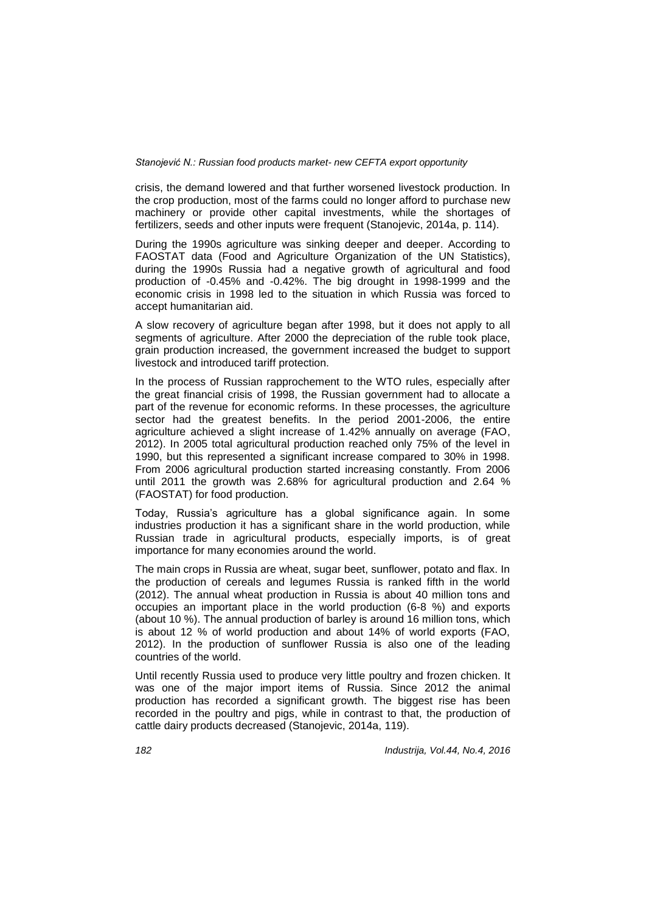crisis, the demand lowered and that further worsened livestock production. In the crop production, most of the farms could no longer afford to purchase new machinery or provide other capital investments, while the shortages of fertilizers, seeds and other inputs were frequent (Stanojevic, 2014a, p. 114).

During the 1990s agriculture was sinking deeper and deeper. According to FAOSTAT data (Food and Agriculture Organization of the UN Statistics), during the 1990s Russia had a negative growth of agricultural and food production of -0.45% and -0.42%. The big drought in 1998-1999 and the economic crisis in 1998 led to the situation in which Russia was forced to accept humanitarian aid.

A slow recovery of agriculture began after 1998, but it does not apply to all segments of agriculture. After 2000 the depreciation of the ruble took place, grain production increased, the government increased the budget to support livestock and introduced tariff protection.

In the process of Russian rapprochement to the WTO rules, especially after the great financial crisis of 1998, the Russian government had to allocate a part of the revenue for economic reforms. In these processes, the agriculture sector had the greatest benefits. In the period 2001-2006, the entire agriculture achieved a slight increase of 1.42% annually on average (FAO, 2012). In 2005 total agricultural production reached only 75% of the level in 1990, but this represented a significant increase compared to 30% in 1998. From 2006 agricultural production started increasing constantly. From 2006 until 2011 the growth was 2.68% for agricultural production and 2.64 % (FAOSTAT) for food production.

Today, Russia's agriculture has a global significance again. In some industries production it has a significant share in the world production, while Russian trade in agricultural products, especially imports, is of great importance for many economies around the world.

The main crops in Russia are wheat, sugar beet, sunflower, potato and flax. In the production of cereals and legumes Russia is ranked fifth in the world (2012). The annual wheat production in Russia is about 40 million tons and occupies an important place in the world production (6-8 %) and exports (about 10 %). The annual production of barley is around 16 million tons, which is about 12 % of world production and about 14% of world exports (FAO, 2012). In the production of sunflower Russia is also one of the leading countries of the world.

Until recently Russia used to produce very little poultry and frozen chicken. It was one of the major import items of Russia. Since 2012 the animal production has recorded a significant growth. The biggest rise has been recorded in the poultry and pigs, while in contrast to that, the production of cattle dairy products decreased (Stanojevic, 2014a, 119).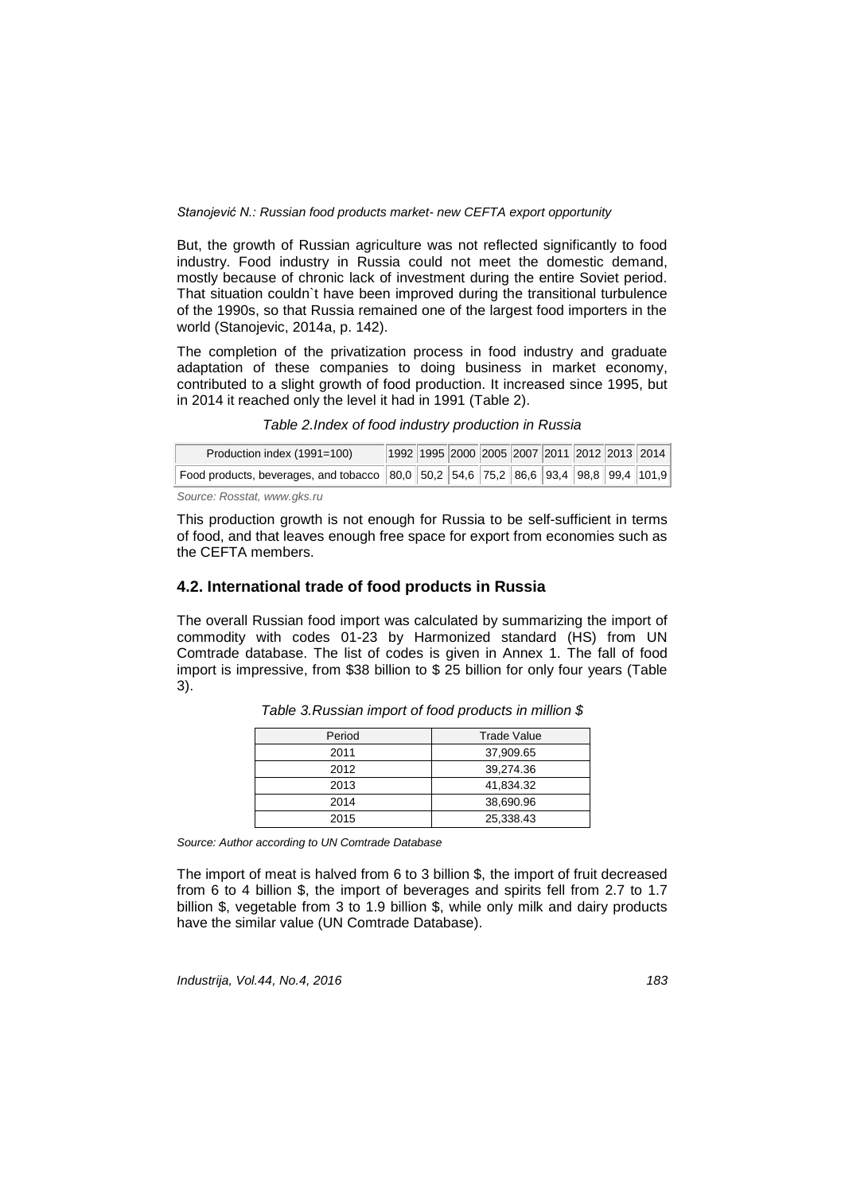But, the growth of Russian agriculture was not reflected significantly to food industry. Food industry in Russia could not meet the domestic demand, mostly because of chronic lack of investment during the entire Soviet period. That situation couldn`t have been improved during the transitional turbulence of the 1990s, so that Russia remained one of the largest food importers in the world (Stanojevic, 2014a, p. 142).

The completion of the privatization process in food industry and graduate adaptation of these companies to doing business in market economy, contributed to a slight growth of food production. It increased since 1995, but in 2014 it reached only the level it had in 1991 (Table 2).

*Table 2.Index of food industry production in Russia*

| Production index (1991=100) | 1992 | 1995 | 2000 | 2005 | 2007 | 2011 | 2012 | 2013 | 2014 |
|---|---|---|---|---|---|---|---|---|---|
| Food products, beverages, and tobacco | 80,0 | 50,2 | 54,6 | 75,2 | 86,6 | 93,4 | 98,8 | 99,4 | 101,9 |

*Source: Rosstat, www.gks.ru*

This production growth is not enough for Russia to be self-sufficient in terms of food, and that leaves enough free space for export from economies such as the CEFTA members.

### 4.2. International trade of food products in Russia

The overall Russian food import was calculated by summarizing the import of commodity with codes 01-23 by Harmonized standard (HS) from UN Comtrade database. The list of codes is given in Annex 1. The fall of food import is impressive, from $38 billion to $ 25 billion for only four years (Table 3).

*Table 3.Russian import of food products in million $*

| Period | Trade Value |
|---|---|
| 2011 | 37,909.65 |
| 2012 | 39,274.36 |
| 2013 | 41,834.32 |
| 2014 | 38,690.96 |
| 2015 | 25,338.43 |

*Source: Author according to UN Comtrade Database*

The import of meat is halved from 6 to 3 billion $, the import of fruit decreased from 6 to 4 billion $, the import of beverages and spirits fell from 2.7 to 1.7 billion $, vegetable from 3 to 1.9 billion $, while only milk and dairy products have the similar value (UN Comtrade Database).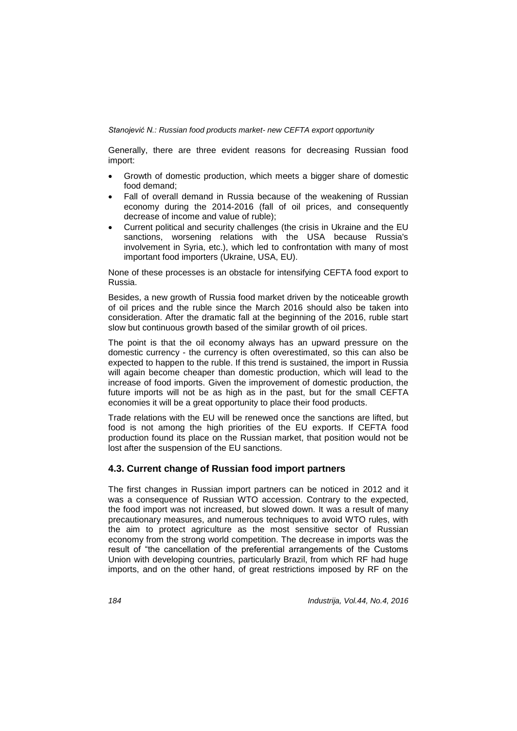Generally, there are three evident reasons for decreasing Russian food import:

- Growth of domestic production, which meets a bigger share of domestic food demand;
- Fall of overall demand in Russia because of the weakening of Russian economy during the 2014-2016 (fall of oil prices, and consequently decrease of income and value of ruble);
- Current political and security challenges (the crisis in Ukraine and the EU sanctions, worsening relations with the USA because Russia's involvement in Syria, etc.), which led to confrontation with many of most important food importers (Ukraine, USA, EU).

None of these processes is an obstacle for intensifying CEFTA food export to Russia.

Besides, a new growth of Russia food market driven by the noticeable growth of oil prices and the ruble since the March 2016 should also be taken into consideration. After the dramatic fall at the beginning of the 2016, ruble start slow but continuous growth based of the similar growth of oil prices.

The point is that the oil economy always has an upward pressure on the domestic currency - the currency is often overestimated, so this can also be expected to happen to the ruble. If this trend is sustained, the import in Russia will again become cheaper than domestic production, which will lead to the increase of food imports. Given the improvement of domestic production, the future imports will not be as high as in the past, but for the small CEFTA economies it will be a great opportunity to place their food products.

Trade relations with the EU will be renewed once the sanctions are lifted, but food is not among the high priorities of the EU exports. If CEFTA food production found its place on the Russian market, that position would not be lost after the suspension of the EU sanctions.

### 4.3. Current change of Russian food import partners

The first changes in Russian import partners can be noticed in 2012 and it was a consequence of Russian WTO accession. Contrary to the expected, the food import was not increased, but slowed down. It was a result of many precautionary measures, and numerous techniques to avoid WTO rules, with the aim to protect agriculture as the most sensitive sector of Russian economy from the strong world competition. The decrease in imports was the result of "the cancellation of the preferential arrangements of the Customs Union with developing countries, particularly Brazil, from which RF had huge imports, and on the other hand, of great restrictions imposed by RF on the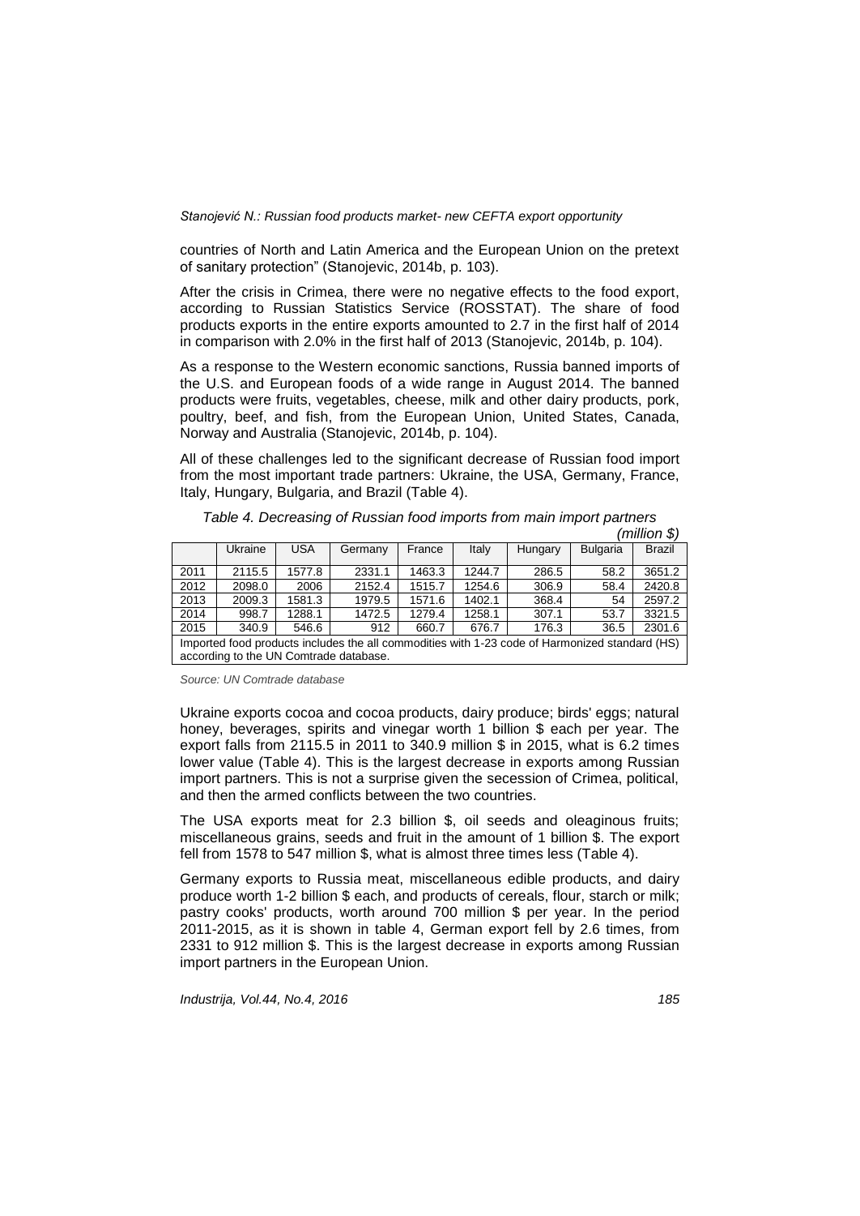countries of North and Latin America and the European Union on the pretext of sanitary protection" (Stanojevic, 2014b, p. 103).

After the crisis in Crimea, there were no negative effects to the food export, according to Russian Statistics Service (ROSSTAT). The share of food products exports in the entire exports amounted to 2.7 in the first half of 2014 in comparison with 2.0% in the first half of 2013 (Stanojevic, 2014b, p. 104).

As a response to the Western economic sanctions, Russia banned imports of the U.S. and European foods of a wide range in August 2014. The banned products were fruits, vegetables, cheese, milk and other dairy products, pork, poultry, beef, and fish, from the European Union, United States, Canada, Norway and Australia (Stanojevic, 2014b, p. 104).

All of these challenges led to the significant decrease of Russian food import from the most important trade partners: Ukraine, the USA, Germany, France, Italy, Hungary, Bulgaria, and Brazil (Table 4).

*Table 4. Decreasing of Russian food imports from main import partners*

*(million $)*

| | Ukraine | USA | Germany | France | Italy | Hungary | Bulgaria | Brazil |
|---|---|---|---|---|---|---|---|---|
| 2011 | 2115.5 | 1577.8 | 2331.1 | 1463.3 | 1244.7 | 286.5 | 58.2 | 3651.2 |
| 2012 | 2098.0 | 2006 | 2152.4 | 1515.7 | 1254.6 | 306.9 | 58.4 | 2420.8 |
| 2013 | 2009.3 | 1581.3 | 1979.5 | 1571.6 | 1402.1 | 368.4 | 54 | 2597.2 |
| 2014 | 998.7 | 1288.1 | 1472.5 | 1279.4 | 1258.1 | 307.1 | 53.7 | 3321.5 |
| 2015 | 340.9 | 546.6 | 912 | 660.7 | 676.7 | 176.3 | 36.5 | 2301.6 |
| Imported food products includes the all commodities with 1-23 code of Harmonized standard (HS) according to the UN Comtrade database. | | | | | | | | |

*Source: UN Comtrade database*

Ukraine exports cocoa and cocoa products, dairy produce; birds' eggs; natural honey, beverages, spirits and vinegar worth 1 billion $ each per year. The export falls from 2115.5 in 2011 to 340.9 million $ in 2015, what is 6.2 times lower value (Table 4). This is the largest decrease in exports among Russian import partners. This is not a surprise given the secession of Crimea, political, and then the armed conflicts between the two countries.

The USA exports meat for 2.3 billion $, oil seeds and oleaginous fruits; miscellaneous grains, seeds and fruit in the amount of 1 billion $. The export fell from 1578 to 547 million $, what is almost three times less (Table 4).

Germany exports to Russia meat, miscellaneous edible products, and dairy produce worth 1-2 billion $ each, and products of cereals, flour, starch or milk; pastry cooks' products, worth around 700 million $ per year. In the period 2011-2015, as it is shown in table 4, German export fell by 2.6 times, from 2331 to 912 million $. This is the largest decrease in exports among Russian import partners in the European Union.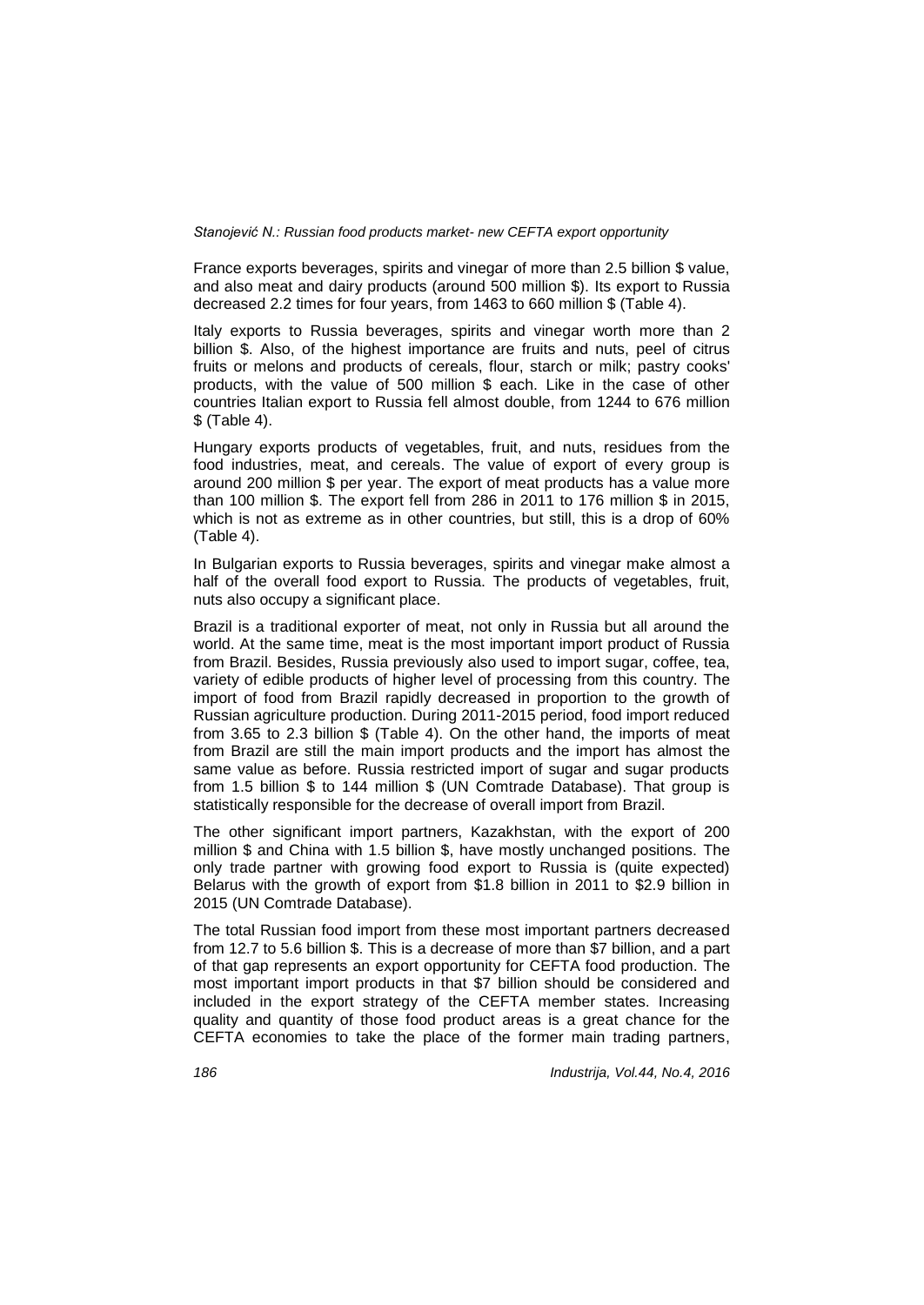France exports beverages, spirits and vinegar of more than 2.5 billion $ value, and also meat and dairy products (around 500 million $). Its export to Russia decreased 2.2 times for four years, from 1463 to 660 million $ (Table 4).

Italy exports to Russia beverages, spirits and vinegar worth more than 2 billion $. Also, of the highest importance are fruits and nuts, peel of citrus fruits or melons and products of cereals, flour, starch or milk; pastry cooks' products, with the value of 500 million $ each. Like in the case of other countries Italian export to Russia fell almost double, from 1244 to 676 million $ (Table 4).

Hungary exports products of vegetables, fruit, and nuts, residues from the food industries, meat, and cereals. The value of export of every group is around 200 million $ per year. The export of meat products has a value more than 100 million $. The export fell from 286 in 2011 to 176 million $ in 2015, which is not as extreme as in other countries, but still, this is a drop of 60% (Table 4).

In Bulgarian exports to Russia beverages, spirits and vinegar make almost a half of the overall food export to Russia. The products of vegetables, fruit, nuts also occupy a significant place.

Brazil is a traditional exporter of meat, not only in Russia but all around the world. At the same time, meat is the most important import product of Russia from Brazil. Besides, Russia previously also used to import sugar, coffee, tea, variety of edible products of higher level of processing from this country. The import of food from Brazil rapidly decreased in proportion to the growth of Russian agriculture production. During 2011-2015 period, food import reduced from 3.65 to 2.3 billion $ (Table 4). On the other hand, the imports of meat from Brazil are still the main import products and the import has almost the same value as before. Russia restricted import of sugar and sugar products from 1.5 billion $ to 144 million $ (UN Comtrade Database). That group is statistically responsible for the decrease of overall import from Brazil.

The other significant import partners, Kazakhstan, with the export of 200 million $ and China with 1.5 billion $, have mostly unchanged positions. The only trade partner with growing food export to Russia is (quite expected) Belarus with the growth of export from $1.8 billion in 2011 to $2.9 billion in 2015 (UN Comtrade Database).

The total Russian food import from these most important partners decreased from 12.7 to 5.6 billion $. This is a decrease of more than $7 billion, and a part of that gap represents an export opportunity for CEFTA food production. The most important import products in that $7 billion should be considered and included in the export strategy of the CEFTA member states. Increasing quality and quantity of those food product areas is a great chance for the CEFTA economies to take the place of the former main trading partners,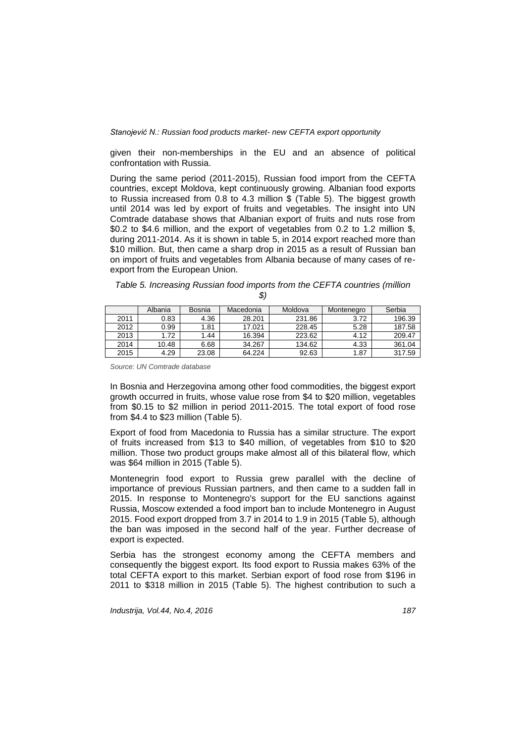given their non-memberships in the EU and an absence of political confrontation with Russia.

During the same period (2011-2015), Russian food import from the CEFTA countries, except Moldova, kept continuously growing. Albanian food exports to Russia increased from 0.8 to 4.3 million $ (Table 5). The biggest growth until 2014 was led by export of fruits and vegetables. The insight into UN Comtrade database shows that Albanian export of fruits and nuts rose from \$0.2 to \$4.6 million, and the export of vegetables from 0.2 to 1.2 million $, during 2011-2014. As it is shown in table 5, in 2014 export reached more than \$10 million. But, then came a sharp drop in 2015 as a result of Russian ban on import of fruits and vegetables from Albania because of many cases of re-export from the European Union.

*Table 5. Increasing Russian food imports from the CEFTA countries (million $)*

| | Albania | Bosnia | Macedonia | Moldova | Montenegro | Serbia |
|---|---|---|---|---|---|---|
| 2011 | 0.83 | 4.36 | 28.201 | 231.86 | 3.72 | 196.39 |
| 2012 | 0.99 | 1.81 | 17.021 | 228.45 | 5.28 | 187.58 |
| 2013 | 1.72 | 1.44 | 16.394 | 223.62 | 4.12 | 209.47 |
| 2014 | 10.48 | 6.68 | 34.267 | 134.62 | 4.33 | 361.04 |
| 2015 | 4.29 | 23.08 | 64.224 | 92.63 | 1.87 | 317.59 |

*Source: UN Comtrade database*

In Bosnia and Herzegovina among other food commodities, the biggest export growth occurred in fruits, whose value rose from \$4 to \$20 million, vegetables from \$0.15 to \$2 million in period 2011-2015. The total export of food rose from \$4.4 to \$23 million (Table 5).

Export of food from Macedonia to Russia has a similar structure. The export of fruits increased from \$13 to \$40 million, of vegetables from \$10 to \$20 million. Those two product groups make almost all of this bilateral flow, which was \$64 million in 2015 (Table 5).

Montenegrin food export to Russia grew parallel with the decline of importance of previous Russian partners, and then came to a sudden fall in 2015. In response to Montenegro's support for the EU sanctions against Russia, Moscow extended a food import ban to include Montenegro in August 2015. Food export dropped from 3.7 in 2014 to 1.9 in 2015 (Table 5), although the ban was imposed in the second half of the year. Further decrease of export is expected.

Serbia has the strongest economy among the CEFTA members and consequently the biggest export. Its food export to Russia makes 63% of the total CEFTA export to this market. Serbian export of food rose from \$196 in 2011 to \$318 million in 2015 (Table 5). The highest contribution to such a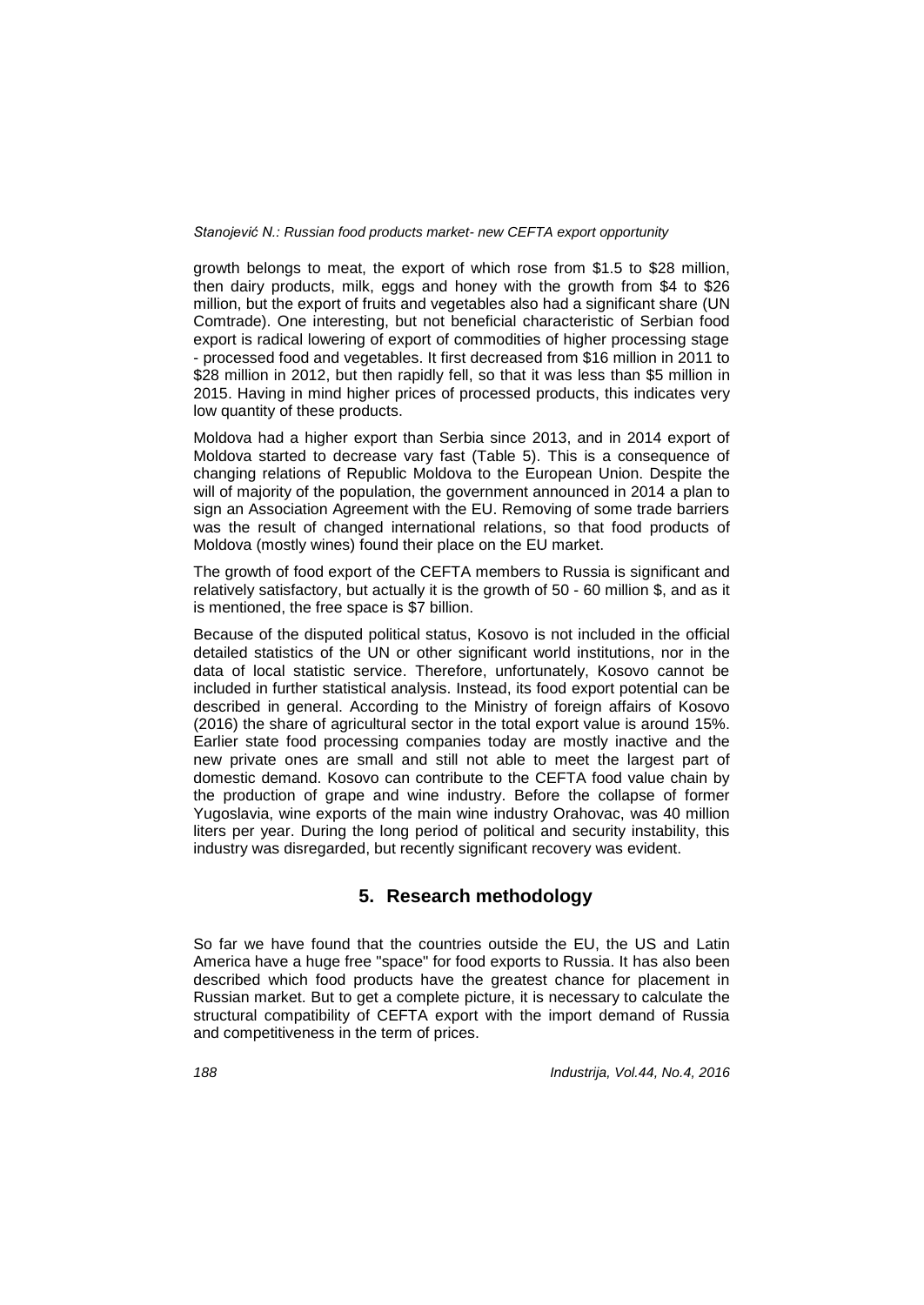growth belongs to meat, the export of which rose from $1.5 to $28 million, then dairy products, milk, eggs and honey with the growth from $4 to $26 million, but the export of fruits and vegetables also had a significant share (UN Comtrade). One interesting, but not beneficial characteristic of Serbian food export is radical lowering of export of commodities of higher processing stage - processed food and vegetables. It first decreased from $16 million in 2011 to $28 million in 2012, but then rapidly fell, so that it was less than $5 million in 2015. Having in mind higher prices of processed products, this indicates very low quantity of these products.

Moldova had a higher export than Serbia since 2013, and in 2014 export of Moldova started to decrease vary fast (Table 5). This is a consequence of changing relations of Republic Moldova to the European Union. Despite the will of majority of the population, the government announced in 2014 a plan to sign an Association Agreement with the EU. Removing of some trade barriers was the result of changed international relations, so that food products of Moldova (mostly wines) found their place on the EU market.

The growth of food export of the CEFTA members to Russia is significant and relatively satisfactory, but actually it is the growth of 50 - 60 million $, and as it is mentioned, the free space is $7 billion.

Because of the disputed political status, Kosovo is not included in the official detailed statistics of the UN or other significant world institutions, nor in the data of local statistic service. Therefore, unfortunately, Kosovo cannot be included in further statistical analysis. Instead, its food export potential can be described in general. According to the Ministry of foreign affairs of Kosovo (2016) the share of agricultural sector in the total export value is around 15%. Earlier state food processing companies today are mostly inactive and the new private ones are small and still not able to meet the largest part of domestic demand. Kosovo can contribute to the CEFTA food value chain by the production of grape and wine industry. Before the collapse of former Yugoslavia, wine exports of the main wine industry Orahovac, was 40 million liters per year. During the long period of political and security instability, this industry was disregarded, but recently significant recovery was evident.

## 5. Research methodology

So far we have found that the countries outside the EU, the US and Latin America have a huge free "space" for food exports to Russia. It has also been described which food products have the greatest chance for placement in Russian market. But to get a complete picture, it is necessary to calculate the structural compatibility of CEFTA export with the import demand of Russia and competitiveness in the term of prices.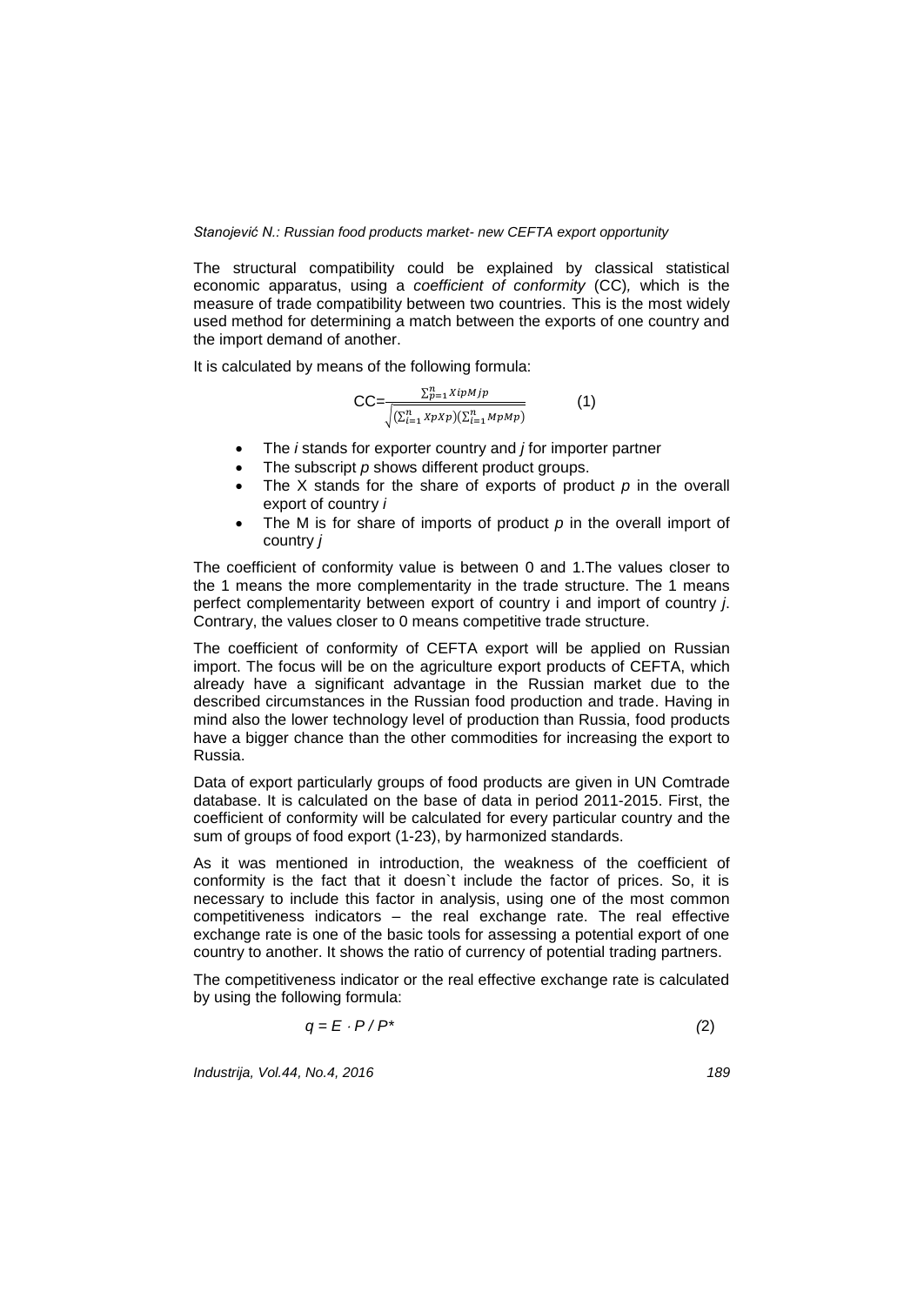The structural compatibility could be explained by classical statistical economic apparatus, using a *coefficient of conformity* (CC)*,* which is the measure of trade compatibility between two countries. This is the most widely used method for determining a match between the exports of one country and the import demand of another.

It is calculated by means of the following formula:

$$CC=\frac{\sum_{p=1}^{n} XipMjp}{\sqrt{(\sum_{i=1}^{n} XpXp)(\sum_{i=1}^{n} MpMp)}} \qquad (1)$$

- The *i* stands for exporter country and *j* for importer partner
- The subscript *p* shows different product groups.
- The X stands for the share of exports of product *p* in the overall export of country *i*
- The M is for share of imports of product *p* in the overall import of country *j*

The coefficient of conformity value is between 0 and 1.The values closer to the 1 means the more complementarity in the trade structure. The 1 means perfect complementarity between export of country i and import of country *j*. Contrary, the values closer to 0 means competitive trade structure.

The coefficient of conformity of CEFTA export will be applied on Russian import. The focus will be on the agriculture export products of CEFTA, which already have a significant advantage in the Russian market due to the described circumstances in the Russian food production and trade. Having in mind also the lower technology level of production than Russia, food products have a bigger chance than the other commodities for increasing the export to Russia.

Data of export particularly groups of food products are given in UN Comtrade database. It is calculated on the base of data in period 2011-2015. First, the coefficient of conformity will be calculated for every particular country and the sum of groups of food export (1-23), by harmonized standards.

As it was mentioned in introduction, the weakness of the coefficient of conformity is the fact that it doesn`t include the factor of prices. So, it is necessary to include this factor in analysis, using one of the most common competitiveness indicators – the real exchange rate. The real effective exchange rate is one of the basic tools for assessing a potential export of one country to another. It shows the ratio of currency of potential trading partners.

The competitiveness indicator or the real effective exchange rate is calculated by using the following formula:

$$q = E \cdot P / P^* \qquad (2)$$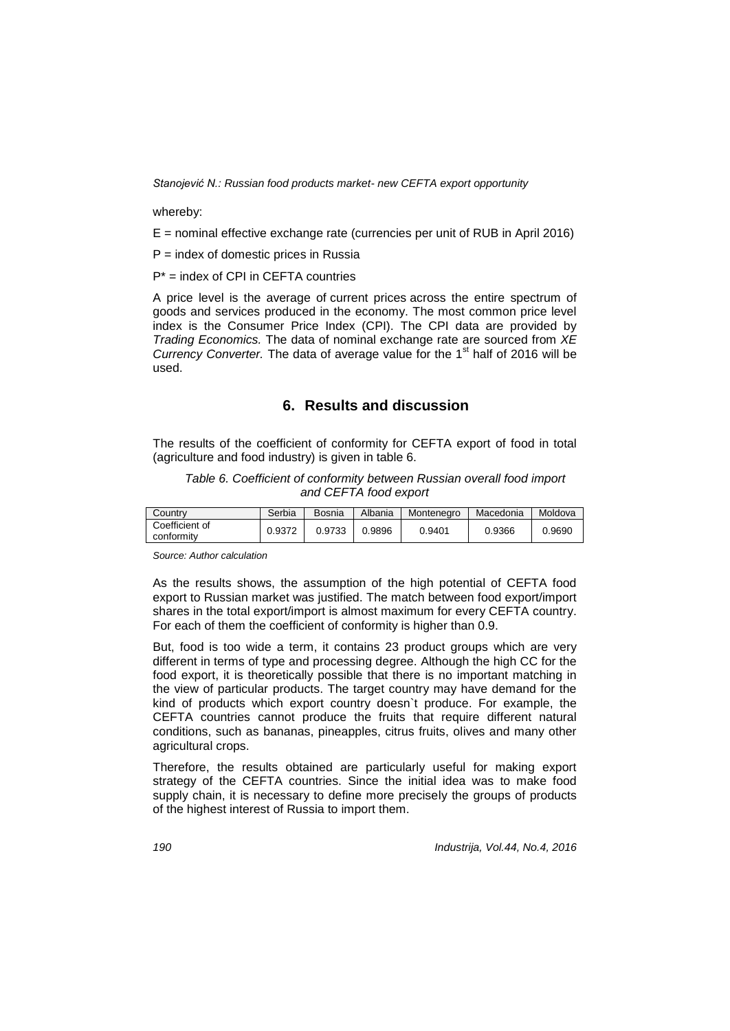whereby:

E = nominal effective exchange rate (currencies per unit of RUB in April 2016)

P = index of domestic prices in Russia

P* = index of CPI in CEFTA countries

A price level is the average of current prices across the entire spectrum of goods and services produced in the economy. The most common price level index is the Consumer Price Index (CPI). The CPI data are provided by *Trading Economics.* The data of nominal exchange rate are sourced from *XE Currency Converter.* The data of average value for the 1st half of 2016 will be used.

## 6. Results and discussion

The results of the coefficient of conformity for CEFTA export of food in total (agriculture and food industry) is given in table 6.

*Table 6. Coefficient of conformity between Russian overall food import and CEFTA food export*

| Country | Serbia | Bosnia | Albania | Montenegro | Macedonia | Moldova |
|---|---|---|---|---|---|---|
| Coefficient of conformity | 0.9372 | 0.9733 | 0.9896 | 0.9401 | 0.9366 | 0.9690 |

*Source: Author calculation*

As the results shows, the assumption of the high potential of CEFTA food export to Russian market was justified. The match between food export/import shares in the total export/import is almost maximum for every CEFTA country. For each of them the coefficient of conformity is higher than 0.9.

But, food is too wide a term, it contains 23 product groups which are very different in terms of type and processing degree. Although the high CC for the food export, it is theoretically possible that there is no important matching in the view of particular products. The target country may have demand for the kind of products which export country doesn`t produce. For example, the CEFTA countries cannot produce the fruits that require different natural conditions, such as bananas, pineapples, citrus fruits, olives and many other agricultural crops.

Therefore, the results obtained are particularly useful for making export strategy of the CEFTA countries. Since the initial idea was to make food supply chain, it is necessary to define more precisely the groups of products of the highest interest of Russia to import them.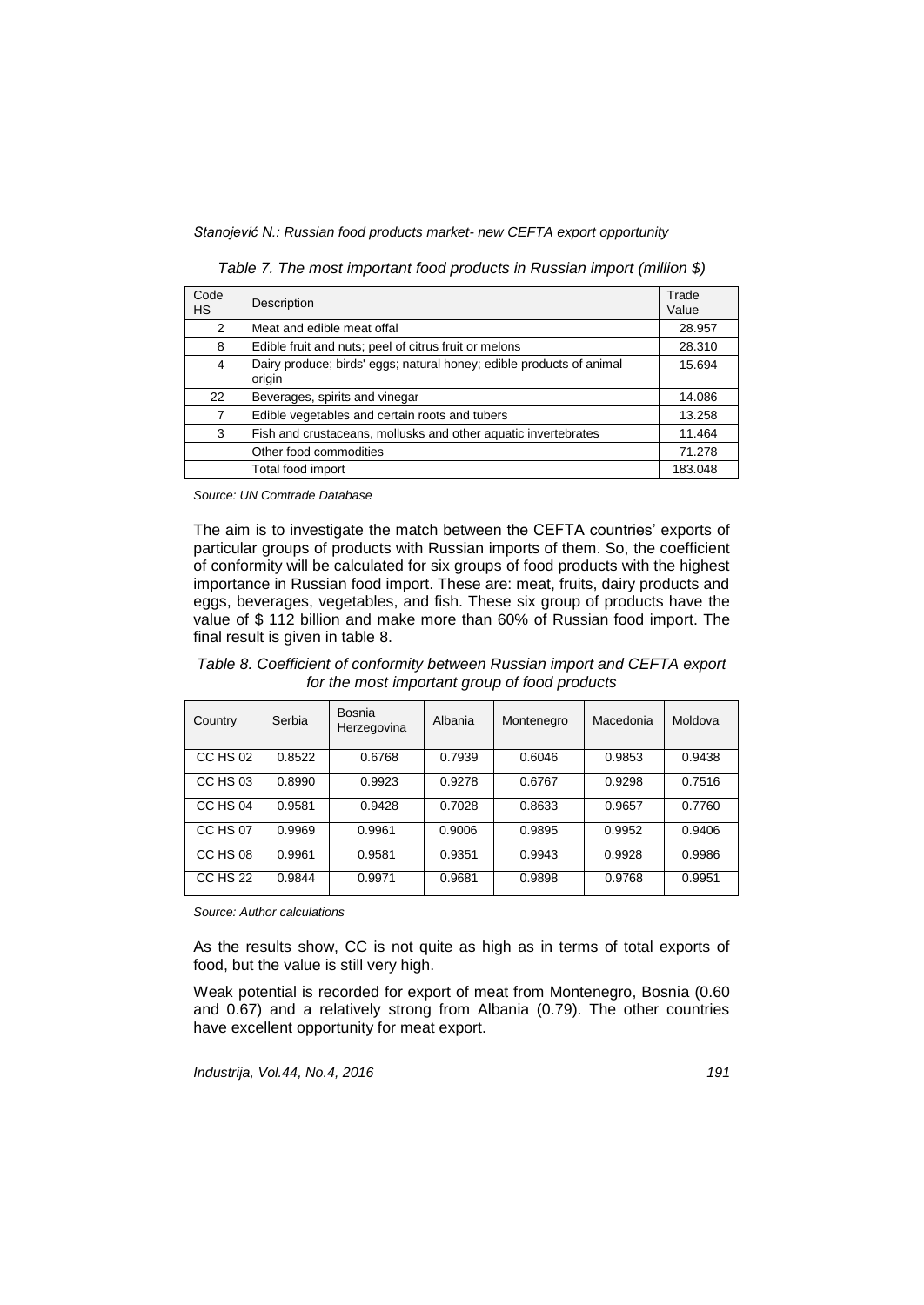*Table 7. The most important food products in Russian import (million $)*

| Code HS | Description | Trade Value |
|---|---|---|
| 2 | Meat and edible meat offal | 28.957 |
| 8 | Edible fruit and nuts; peel of citrus fruit or melons | 28.310 |
| 4 | Dairy produce; birds' eggs; natural honey; edible products of animal origin | 15.694 |
| 22 | Beverages, spirits and vinegar | 14.086 |
| 7 | Edible vegetables and certain roots and tubers | 13.258 |
| 3 | Fish and crustaceans, mollusks and other aquatic invertebrates | 11.464 |
| | Other food commodities | 71.278 |
| | Total food import | 183.048 |

*Source: UN Comtrade Database*

The aim is to investigate the match between the CEFTA countries' exports of particular groups of products with Russian imports of them. So, the coefficient of conformity will be calculated for six groups of food products with the highest importance in Russian food import. These are: meat, fruits, dairy products and eggs, beverages, vegetables, and fish. These six group of products have the value of $ 112 billion and make more than 60% of Russian food import. The final result is given in table 8.

*Table 8. Coefficient of conformity between Russian import and CEFTA export for the most important group of food products*

| Country | Serbia | Bosnia Herzegovina | Albania | Montenegro | Macedonia | Moldova |
|---|---|---|---|---|---|---|
| CC HS 02 | 0.8522 | 0.6768 | 0.7939 | 0.6046 | 0.9853 | 0.9438 |
| CC HS 03 | 0.8990 | 0.9923 | 0.9278 | 0.6767 | 0.9298 | 0.7516 |
| CC HS 04 | 0.9581 | 0.9428 | 0.7028 | 0.8633 | 0.9657 | 0.7760 |
| CC HS 07 | 0.9969 | 0.9961 | 0.9006 | 0.9895 | 0.9952 | 0.9406 |
| CC HS 08 | 0.9961 | 0.9581 | 0.9351 | 0.9943 | 0.9928 | 0.9986 |
| CC HS 22 | 0.9844 | 0.9971 | 0.9681 | 0.9898 | 0.9768 | 0.9951 |

*Source: Author calculations*

As the results show, CC is not quite as high as in terms of total exports of food, but the value is still very high.

Weak potential is recorded for export of meat from Montenegro, Bosnia (0.60 and 0.67) and a relatively strong from Albania (0.79). The other countries have excellent opportunity for meat export.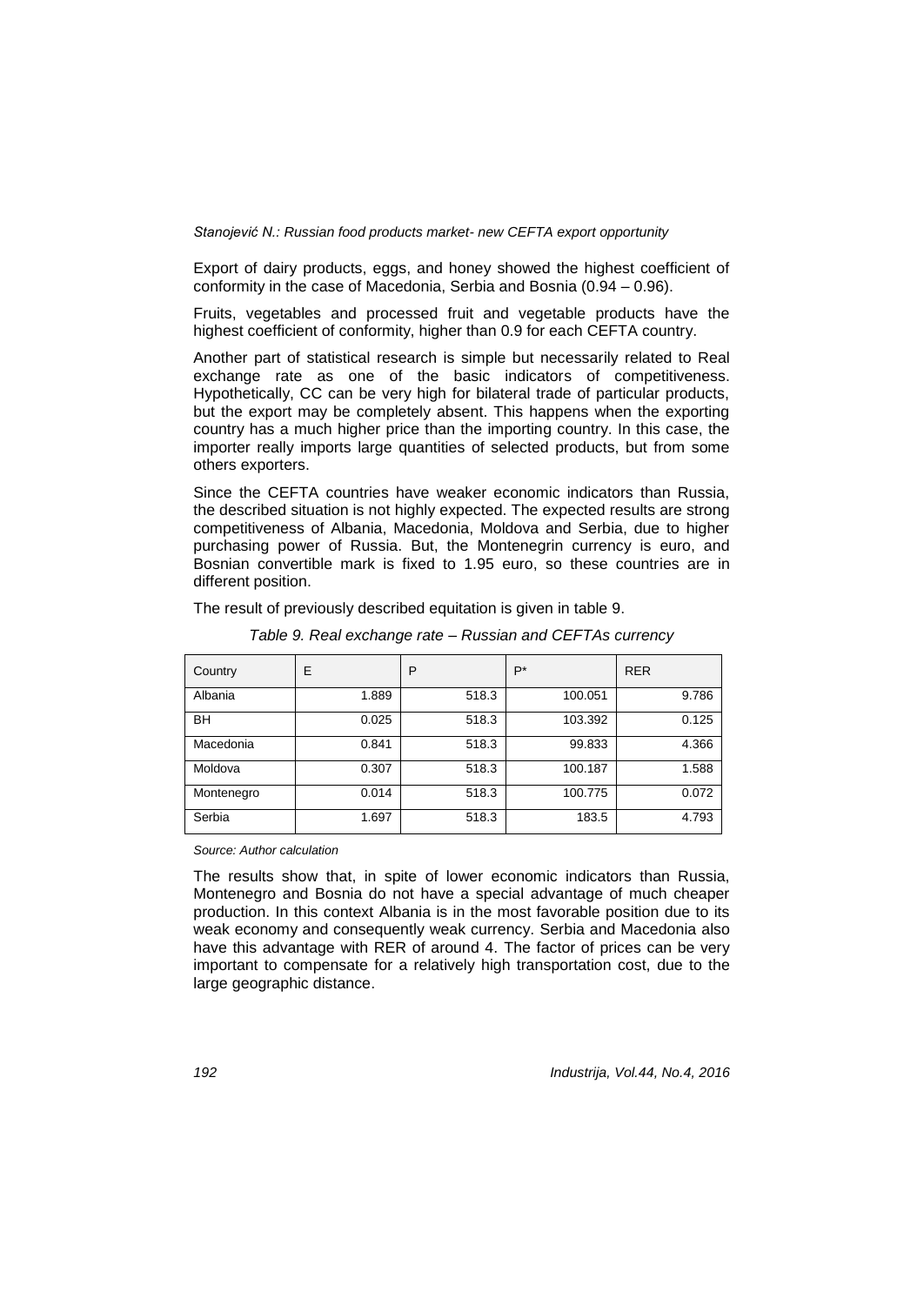Export of dairy products, eggs, and honey showed the highest coefficient of conformity in the case of Macedonia, Serbia and Bosnia (0.94 – 0.96).

Fruits, vegetables and processed fruit and vegetable products have the highest coefficient of conformity, higher than 0.9 for each CEFTA country.

Another part of statistical research is simple but necessarily related to Real exchange rate as one of the basic indicators of competitiveness. Hypothetically, CC can be very high for bilateral trade of particular products, but the export may be completely absent. This happens when the exporting country has a much higher price than the importing country. In this case, the importer really imports large quantities of selected products, but from some others exporters.

Since the CEFTA countries have weaker economic indicators than Russia, the described situation is not highly expected. The expected results are strong competitiveness of Albania, Macedonia, Moldova and Serbia, due to higher purchasing power of Russia. But, the Montenegrin currency is euro, and Bosnian convertible mark is fixed to 1.95 euro, so these countries are in different position.

The result of previously described equitation is given in table 9.

*Table 9. Real exchange rate – Russian and CEFTAs currency*

| Country | E | P | P* | RER |
|---|---|---|---|---|
| Albania | 1.889 | 518.3 | 100.051 | 9.786 |
| BH | 0.025 | 518.3 | 103.392 | 0.125 |
| Macedonia | 0.841 | 518.3 | 99.833 | 4.366 |
| Moldova | 0.307 | 518.3 | 100.187 | 1.588 |
| Montenegro | 0.014 | 518.3 | 100.775 | 0.072 |
| Serbia | 1.697 | 518.3 | 183.5 | 4.793 |

*Source: Author calculation*

The results show that, in spite of lower economic indicators than Russia, Montenegro and Bosnia do not have a special advantage of much cheaper production. In this context Albania is in the most favorable position due to its weak economy and consequently weak currency. Serbia and Macedonia also have this advantage with RER of around 4. The factor of prices can be very important to compensate for a relatively high transportation cost, due to the large geographic distance.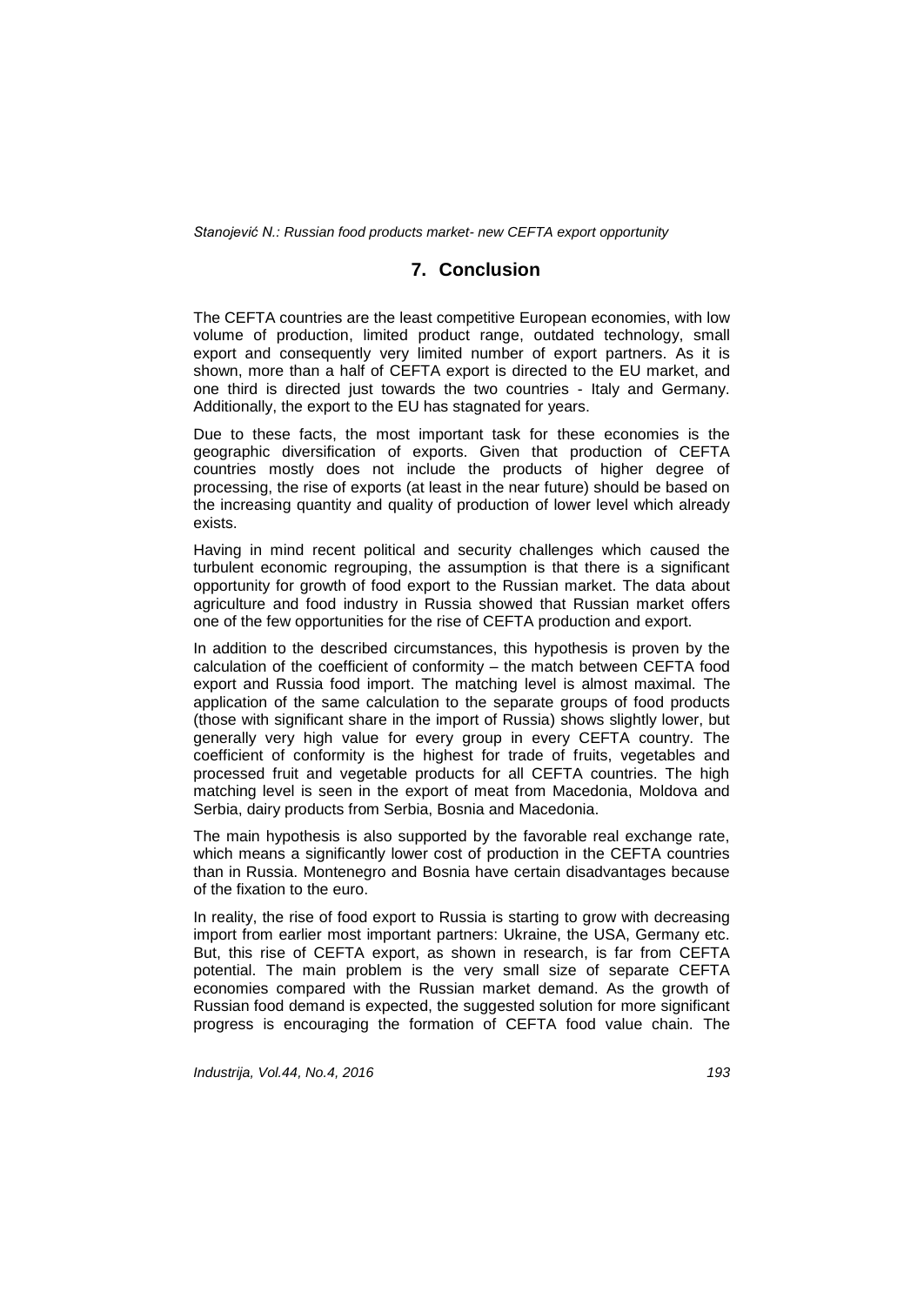## 7. Conclusion

The CEFTA countries are the least competitive European economies, with low volume of production, limited product range, outdated technology, small export and consequently very limited number of export partners. As it is shown, more than a half of CEFTA export is directed to the EU market, and one third is directed just towards the two countries - Italy and Germany. Additionally, the export to the EU has stagnated for years.

Due to these facts, the most important task for these economies is the geographic diversification of exports. Given that production of CEFTA countries mostly does not include the products of higher degree of processing, the rise of exports (at least in the near future) should be based on the increasing quantity and quality of production of lower level which already exists.

Having in mind recent political and security challenges which caused the turbulent economic regrouping, the assumption is that there is a significant opportunity for growth of food export to the Russian market. The data about agriculture and food industry in Russia showed that Russian market offers one of the few opportunities for the rise of CEFTA production and export.

In addition to the described circumstances, this hypothesis is proven by the calculation of the coefficient of conformity – the match between CEFTA food export and Russia food import. The matching level is almost maximal. The application of the same calculation to the separate groups of food products (those with significant share in the import of Russia) shows slightly lower, but generally very high value for every group in every CEFTA country. The coefficient of conformity is the highest for trade of fruits, vegetables and processed fruit and vegetable products for all CEFTA countries. The high matching level is seen in the export of meat from Macedonia, Moldova and Serbia, dairy products from Serbia, Bosnia and Macedonia.

The main hypothesis is also supported by the favorable real exchange rate, which means a significantly lower cost of production in the CEFTA countries than in Russia. Montenegro and Bosnia have certain disadvantages because of the fixation to the euro.

In reality, the rise of food export to Russia is starting to grow with decreasing import from earlier most important partners: Ukraine, the USA, Germany etc. But, this rise of CEFTA export, as shown in research, is far from CEFTA potential. The main problem is the very small size of separate CEFTA economies compared with the Russian market demand. As the growth of Russian food demand is expected, the suggested solution for more significant progress is encouraging the formation of CEFTA food value chain. The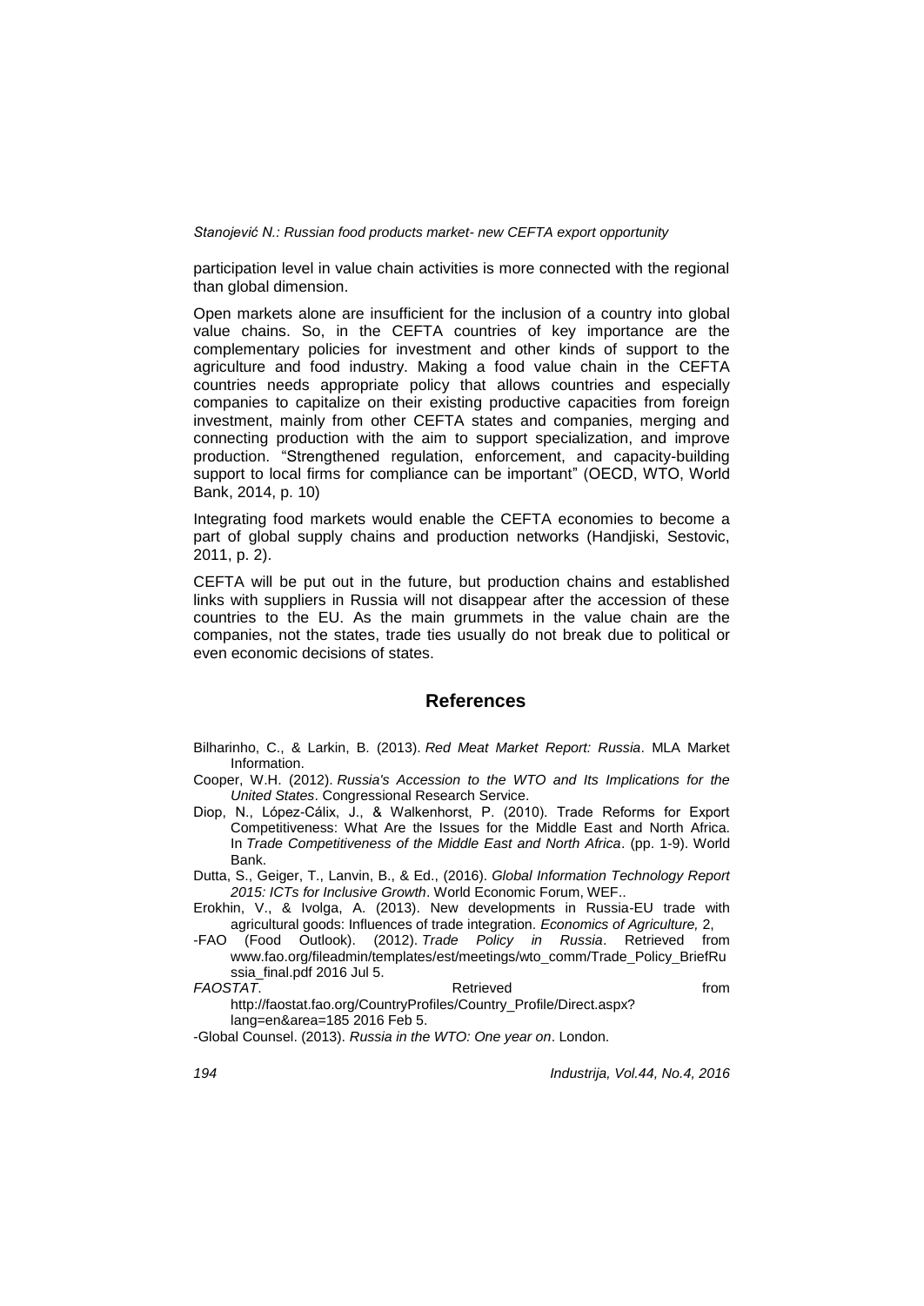participation level in value chain activities is more connected with the regional than global dimension.

Open markets alone are insufficient for the inclusion of a country into global value chains. So, in the CEFTA countries of key importance are the complementary policies for investment and other kinds of support to the agriculture and food industry. Making a food value chain in the CEFTA countries needs appropriate policy that allows countries and especially companies to capitalize on their existing productive capacities from foreign investment, mainly from other CEFTA states and companies, merging and connecting production with the aim to support specialization, and improve production. "Strengthened regulation, enforcement, and capacity-building support to local firms for compliance can be important" (OECD, WTO, World Bank, 2014, p. 10)

Integrating food markets would enable the CEFTA economies to become a part of global supply chains and production networks (Handjiski, Sestovic, 2011, p. 2).

CEFTA will be put out in the future, but production chains and established links with suppliers in Russia will not disappear after the accession of these countries to the EU. As the main grummets in the value chain are the companies, not the states, trade ties usually do not break due to political or even economic decisions of states.

## References

Bilharinho, C., & Larkin, B. (2013). *Red Meat Market Report: Russia*. MLA Market Information.

Cooper, W.H. (2012). *Russia's Accession to the WTO and Its Implications for the United States*. Congressional Research Service.

Diop, N., López-Cálix, J., & Walkenhorst, P. (2010). Trade Reforms for Export Competitiveness: What Are the Issues for the Middle East and North Africa. In *Trade Competitiveness of the Middle East and North Africa*. (pp. 1-9). World Bank.

Dutta, S., Geiger, T., Lanvin, B., & Ed., (2016). *Global Information Technology Report 2015: ICTs for Inclusive Growth*. World Economic Forum, WEF..

Erokhin, V., & Ivolga, A. (2013). New developments in Russia-EU trade with agricultural goods: Influences of trade integration. *Economics of Agriculture,* 2,

-FAO (Food Outlook). (2012). *Trade Policy in Russia*. Retrieved from www.fao.org/fileadmin/templates/est/meetings/wto_comm/Trade_Policy_BriefRussia_final.pdf 2016 Jul 5.

*FAOSTAT*. Retrieved from http://faostat.fao.org/CountryProfiles/Country_Profile/Direct.aspx?lang=en&area=185 2016 Feb 5.

-Global Counsel. (2013). *Russia in the WTO: One year on*. London.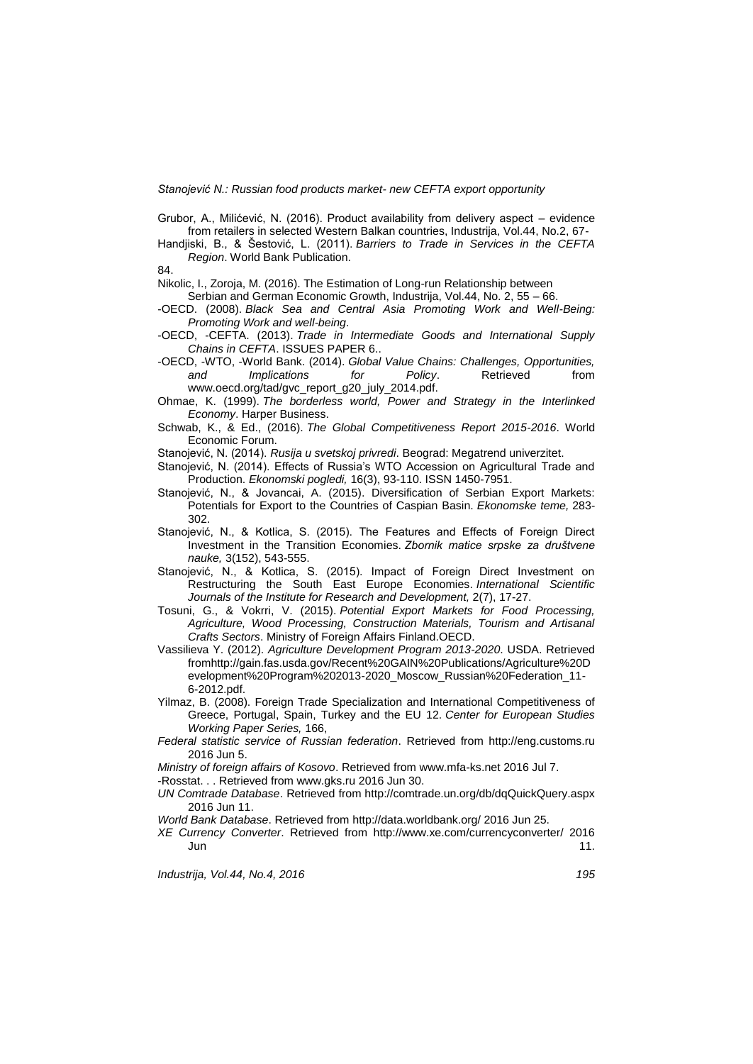Grubor, A., Milićević, N. (2016). Product availability from delivery aspect – evidence from retailers in selected Western Balkan countries, Industrija, Vol.44, No.2, 67-

Handjiski, B., & Šestović, L. (2011). *Barriers to Trade in Services in the CEFTA Region*. World Bank Publication.

84.

Nikolic, I., Zoroja, M. (2016). The Estimation of Long-run Relationship between Serbian and German Economic Growth, Industrija, Vol.44, No. 2, 55 – 66.

-OECD. (2008). *Black Sea and Central Asia Promoting Work and Well-Being: Promoting Work and well-being*.

-OECD, -CEFTA. (2013). *Trade in Intermediate Goods and International Supply Chains in CEFTA*. ISSUES PAPER 6..

-OECD, -WTO, -World Bank. (2014). *Global Value Chains: Challenges, Opportunities, and Implications for Policy*. Retrieved from www.oecd.org/tad/gvc_report_g20_july_2014.pdf.

Ohmae, K. (1999). *The borderless world, Power and Strategy in the Interlinked Economy*. Harper Business.

Schwab, K., & Ed., (2016). *The Global Competitiveness Report 2015-2016*. World Economic Forum.

Stanojević, N. (2014). *Rusija u svetskoj privredi*. Beograd: Megatrend univerzitet.

Stanojević, N. (2014). Effects of Russia's WTO Accession on Agricultural Trade and Production. *Ekonomski pogledi,* 16(3), 93-110. ISSN 1450-7951.

Stanojević, N., & Jovancai, A. (2015). Diversification of Serbian Export Markets: Potentials for Export to the Countries of Caspian Basin. *Ekonomske teme,* 283-302.

Stanojević, N., & Kotlica, S. (2015). The Features and Effects of Foreign Direct Investment in the Transition Economies. *Zbornik matice srpske za društvene nauke,* 3(152), 543-555.

Stanojević, N., & Kotlica, S. (2015). Impact of Foreign Direct Investment on Restructuring the South East Europe Economies. *International Scientific Journals of the Institute for Research and Development,* 2(7), 17-27.

Tosuni, G., & Vokrri, V. (2015). *Potential Export Markets for Food Processing, Agriculture, Wood Processing, Construction Materials, Tourism and Artisanal Crafts Sectors*. Ministry of Foreign Affairs Finland.OECD.

Vassilieva Y. (2012). *Agriculture Development Program 2013-2020*. USDA. Retrieved fromhttp://gain.fas.usda.gov/Recent%20GAIN%20Publications/Agriculture%20Development%20Program%202013-2020_Moscow_Russian%20Federation_11-6-2012.pdf.

Yilmaz, B. (2008). Foreign Trade Specialization and International Competitiveness of Greece, Portugal, Spain, Turkey and the EU 12. *Center for European Studies Working Paper Series,* 166,

*Federal statistic service of Russian federation*. Retrieved from http://eng.customs.ru 2016 Jun 5.

*Ministry of foreign affairs of Kosovo*. Retrieved from www.mfa-ks.net 2016 Jul 7.

-Rosstat. . . Retrieved from www.gks.ru 2016 Jun 30.

*UN Comtrade Database*. Retrieved from http://comtrade.un.org/db/dqQuickQuery.aspx 2016 Jun 11.

*World Bank Database*. Retrieved from http://data.worldbank.org/ 2016 Jun 25.

*XE Currency Converter*. Retrieved from http://www.xe.com/currencyconverter/ 2016 Jun 11.